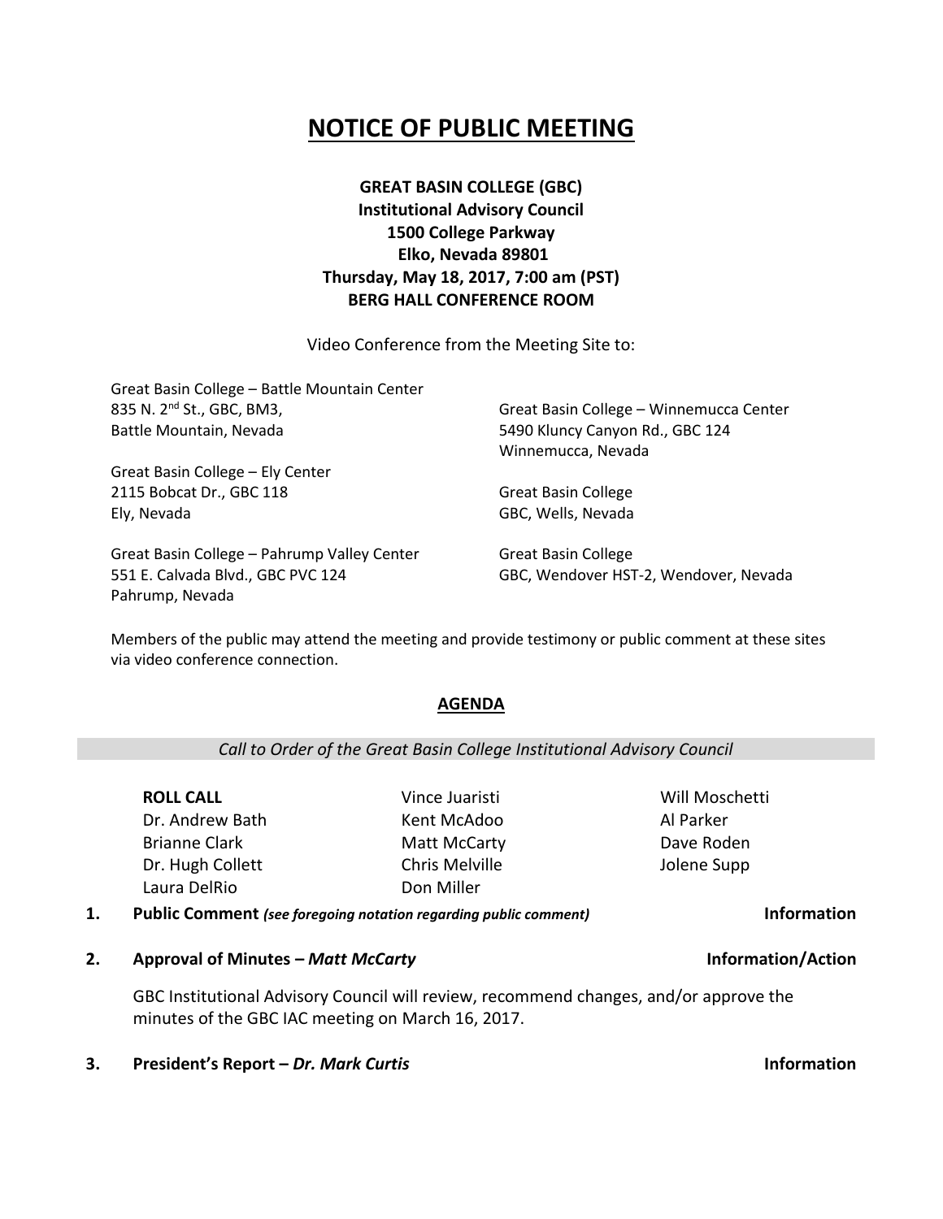# NOTICE OF PUBLIC MEETING

**GREAT BASIN COLLEGE (GBC)**
**Institutional Advisory Council**
**1500 College Parkway**
**Elko, Nevada 89801**
**Thursday, May 18, 2017, 7:00 am (PST)**
**BERG HALL CONFERENCE ROOM**

Video Conference from the Meeting Site to:

Great Basin College – Battle Mountain Center
835 N. 2nd St., GBC, BM3,
Battle Mountain, Nevada

Great Basin College – Ely Center
2115 Bobcat Dr., GBC 118
Ely, Nevada

Great Basin College – Pahrump Valley Center
551 E. Calvada Blvd., GBC PVC 124
Pahrump, Nevada

Great Basin College – Winnemucca Center
5490 Kluncy Canyon Rd., GBC 124
Winnemucca, Nevada

Great Basin College
GBC, Wells, Nevada

Great Basin College
GBC, Wendover HST-2, Wendover, Nevada

Members of the public may attend the meeting and provide testimony or public comment at these sites via video conference connection.

## AGENDA

*Call to Order of the Great Basin College Institutional Advisory Council*

**ROLL CALL**

- Dr. Andrew Bath
- Brianne Clark
- Dr. Hugh Collett
- Laura DelRio
- Vince Juaristi
- Kent McAdoo
- Matt McCarty
- Chris Melville
- Don Miller
- Will Moschetti
- Al Parker
- Dave Roden
- Jolene Supp

**1. Public Comment** *(see foregoing notation regarding public comment)* **Information**

**2. Approval of Minutes – *Matt McCarty*** **Information/Action**

GBC Institutional Advisory Council will review, recommend changes, and/or approve the minutes of the GBC IAC meeting on March 16, 2017.

**3. President's Report – *Dr. Mark Curtis*** **Information**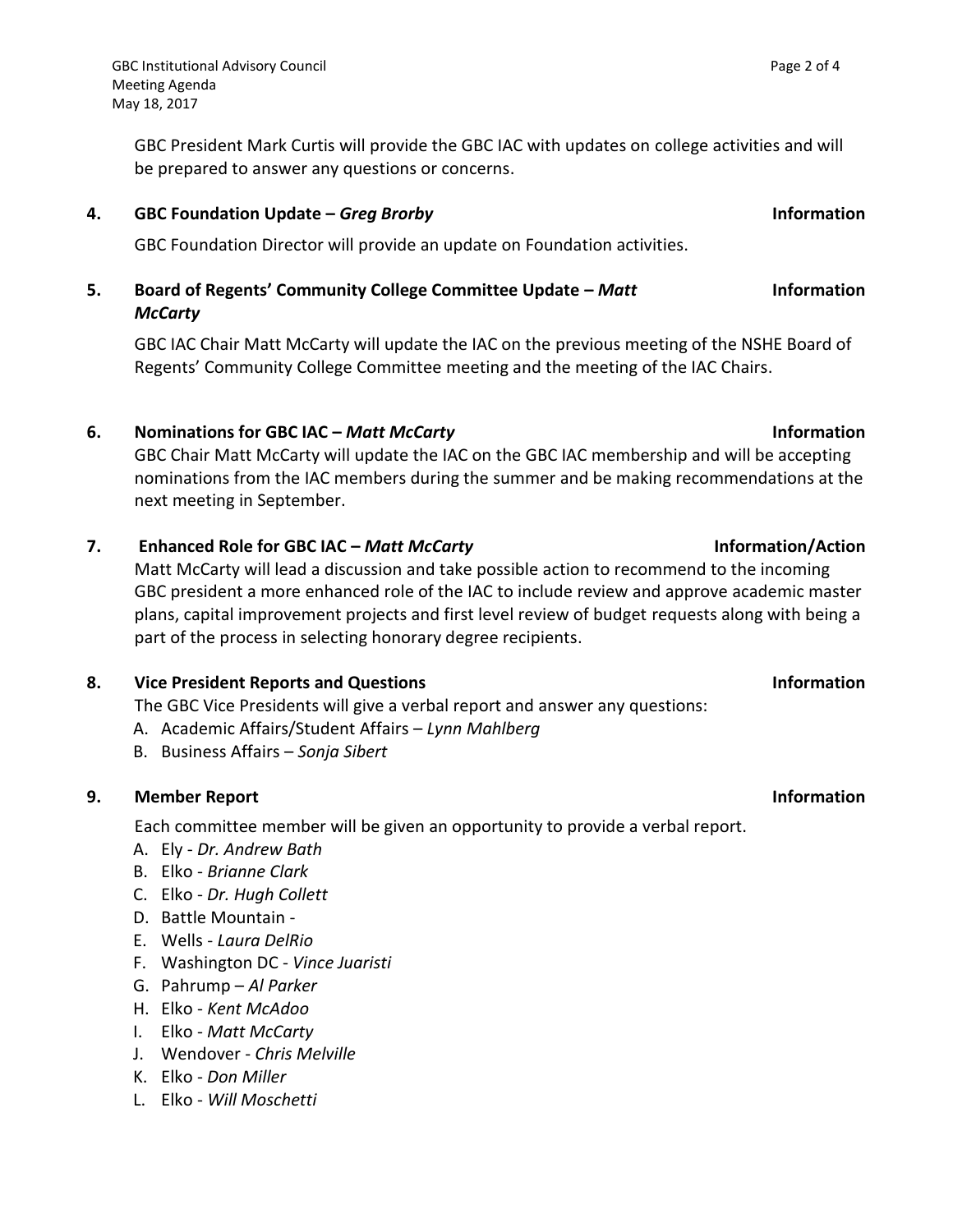GBC President Mark Curtis will provide the GBC IAC with updates on college activities and will be prepared to answer any questions or concerns.

**4. GBC Foundation Update – *Greg Brorby*** **Information**

GBC Foundation Director will provide an update on Foundation activities.

**5. Board of Regents' Community College Committee Update – *Matt McCarty*** **Information**

GBC IAC Chair Matt McCarty will update the IAC on the previous meeting of the NSHE Board of Regents' Community College Committee meeting and the meeting of the IAC Chairs.

**6. Nominations for GBC IAC – *Matt McCarty*** **Information**

GBC Chair Matt McCarty will update the IAC on the GBC IAC membership and will be accepting nominations from the IAC members during the summer and be making recommendations at the next meeting in September.

**7. Enhanced Role for GBC IAC – *Matt McCarty*** **Information/Action**

Matt McCarty will lead a discussion and take possible action to recommend to the incoming GBC president a more enhanced role of the IAC to include review and approve academic master plans, capital improvement projects and first level review of budget requests along with being a part of the process in selecting honorary degree recipients.

**8. Vice President Reports and Questions** **Information**

The GBC Vice Presidents will give a verbal report and answer any questions:

A. Academic Affairs/Student Affairs – *Lynn Mahlberg*
B. Business Affairs – *Sonja Sibert*

**9. Member Report** **Information**

Each committee member will be given an opportunity to provide a verbal report.

A. Ely - *Dr. Andrew Bath*
B. Elko - *Brianne Clark*
C. Elko - *Dr. Hugh Collett*
D. Battle Mountain -
E. Wells - *Laura DelRio*
F. Washington DC - *Vince Juaristi*
G. Pahrump – *Al Parker*
H. Elko - *Kent McAdoo*
I. Elko - *Matt McCarty*
J. Wendover - *Chris Melville*
K. Elko - *Don Miller*
L. Elko - *Will Moschetti*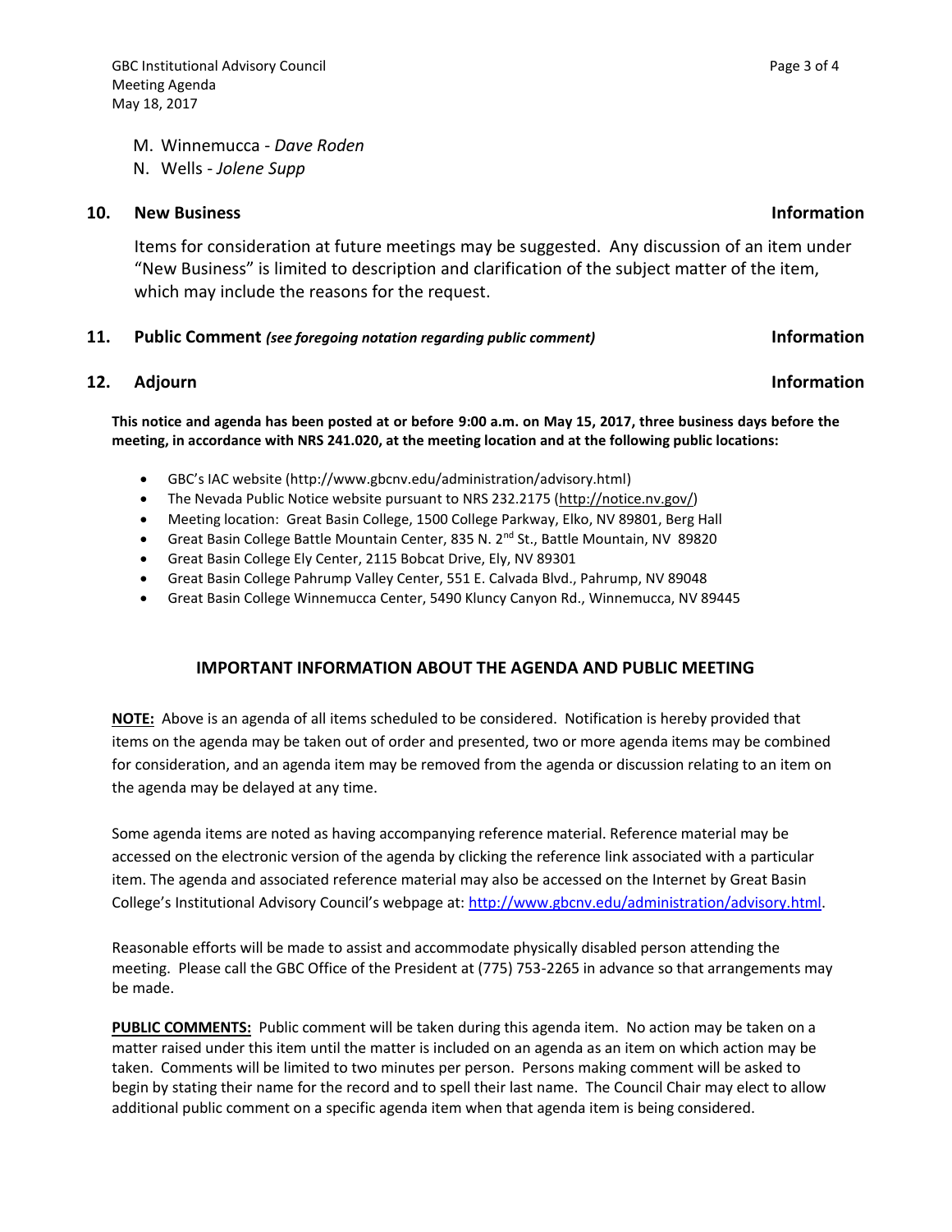M. Winnemucca - *Dave Roden*
N. Wells - *Jolene Supp*

**10. New Business** **Information**

Items for consideration at future meetings may be suggested. Any discussion of an item under "New Business" is limited to description and clarification of the subject matter of the item, which may include the reasons for the request.

**11. Public Comment** ***(see foregoing notation regarding public comment)*** **Information**

**12. Adjourn** **Information**

**This notice and agenda has been posted at or before 9:00 a.m. on May 15, 2017, three business days before the meeting, in accordance with NRS 241.020, at the meeting location and at the following public locations:**

- GBC's IAC website (http://www.gbcnv.edu/administration/advisory.html)
- The Nevada Public Notice website pursuant to NRS 232.2175 (http://notice.nv.gov/)
- Meeting location: Great Basin College, 1500 College Parkway, Elko, NV 89801, Berg Hall
- Great Basin College Battle Mountain Center, 835 N. 2nd St., Battle Mountain, NV 89820
- Great Basin College Ely Center, 2115 Bobcat Drive, Ely, NV 89301
- Great Basin College Pahrump Valley Center, 551 E. Calvada Blvd., Pahrump, NV 89048
- Great Basin College Winnemucca Center, 5490 Kluncy Canyon Rd., Winnemucca, NV 89445

## IMPORTANT INFORMATION ABOUT THE AGENDA AND PUBLIC MEETING

**NOTE:** Above is an agenda of all items scheduled to be considered. Notification is hereby provided that items on the agenda may be taken out of order and presented, two or more agenda items may be combined for consideration, and an agenda item may be removed from the agenda or discussion relating to an item on the agenda may be delayed at any time.

Some agenda items are noted as having accompanying reference material. Reference material may be accessed on the electronic version of the agenda by clicking the reference link associated with a particular item. The agenda and associated reference material may also be accessed on the Internet by Great Basin College's Institutional Advisory Council's webpage at: http://www.gbcnv.edu/administration/advisory.html.

Reasonable efforts will be made to assist and accommodate physically disabled person attending the meeting. Please call the GBC Office of the President at (775) 753-2265 in advance so that arrangements may be made.

**PUBLIC COMMENTS:** Public comment will be taken during this agenda item. No action may be taken on a matter raised under this item until the matter is included on an agenda as an item on which action may be taken. Comments will be limited to two minutes per person. Persons making comment will be asked to begin by stating their name for the record and to spell their last name. The Council Chair may elect to allow additional public comment on a specific agenda item when that agenda item is being considered.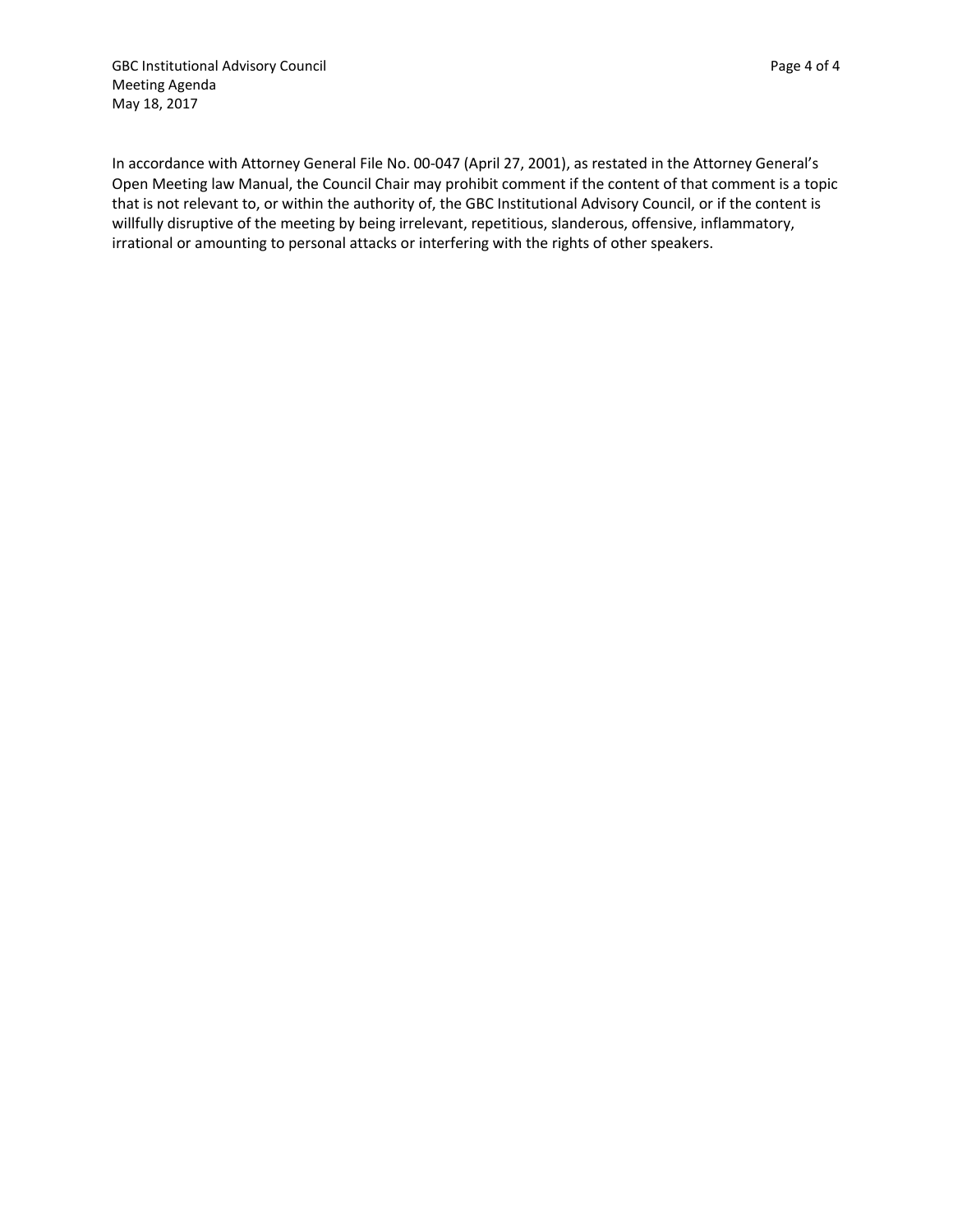In accordance with Attorney General File No. 00-047 (April 27, 2001), as restated in the Attorney General's Open Meeting law Manual, the Council Chair may prohibit comment if the content of that comment is a topic that is not relevant to, or within the authority of, the GBC Institutional Advisory Council, or if the content is willfully disruptive of the meeting by being irrelevant, repetitious, slanderous, offensive, inflammatory, irrational or amounting to personal attacks or interfering with the rights of other speakers.